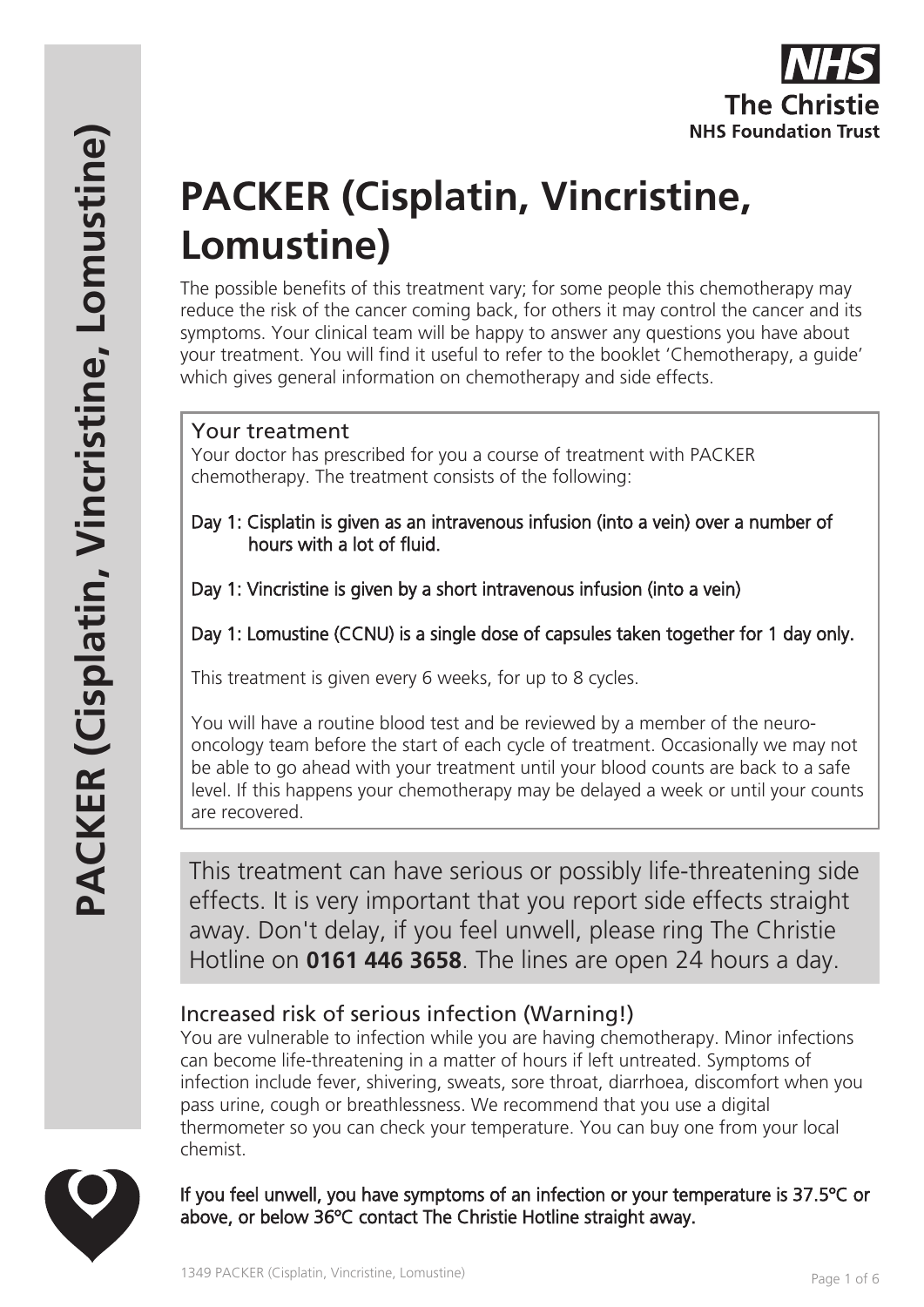# PACKER (Cisplatin, Vincristine, Lomustine)

The possible benefits of this treatment vary; for some people this chemotherapy may reduce the risk of the cancer coming back, for others it may control the cancer and its symptoms. Your clinical team will be happy to answer any questions you have about your treatment. You will find it useful to refer to the booklet 'Chemotherapy, a guide' which gives general information on chemotherapy and side effects.

## Your treatment

Your doctor has prescribed for you a course of treatment with PACKER chemotherapy. The treatment consists of the following:

Day 1: Cisplatin is given as an intravenous infusion (into a vein) over a number of hours with a lot of fluid.

Day 1: Vincristine is given by a short intravenous infusion (into a vein)

Day 1: Lomustine (CCNU) is a single dose of capsules taken together for 1 day only.

This treatment is given every 6 weeks, for up to 8 cycles.

You will have a routine blood test and be reviewed by a member of the neuro-oncology team before the start of each cycle of treatment. Occasionally we may not be able to go ahead with your treatment until your blood counts are back to a safe level. If this happens your chemotherapy may be delayed a week or until your counts are recovered.

This treatment can have serious or possibly life-threatening side effects. It is very important that you report side effects straight away. Don't delay, if you feel unwell, please ring The Christie Hotline on **0161 446 3658**. The lines are open 24 hours a day.

## Increased risk of serious infection (Warning!)

You are vulnerable to infection while you are having chemotherapy. Minor infections can become life-threatening in a matter of hours if left untreated. Symptoms of infection include fever, shivering, sweats, sore throat, diarrhoea, discomfort when you pass urine, cough or breathlessness. We recommend that you use a digital thermometer so you can check your temperature. You can buy one from your local chemist.

If you feel unwell, you have symptoms of an infection or your temperature is 37.5ºC or above, or below 36ºC contact The Christie Hotline straight away.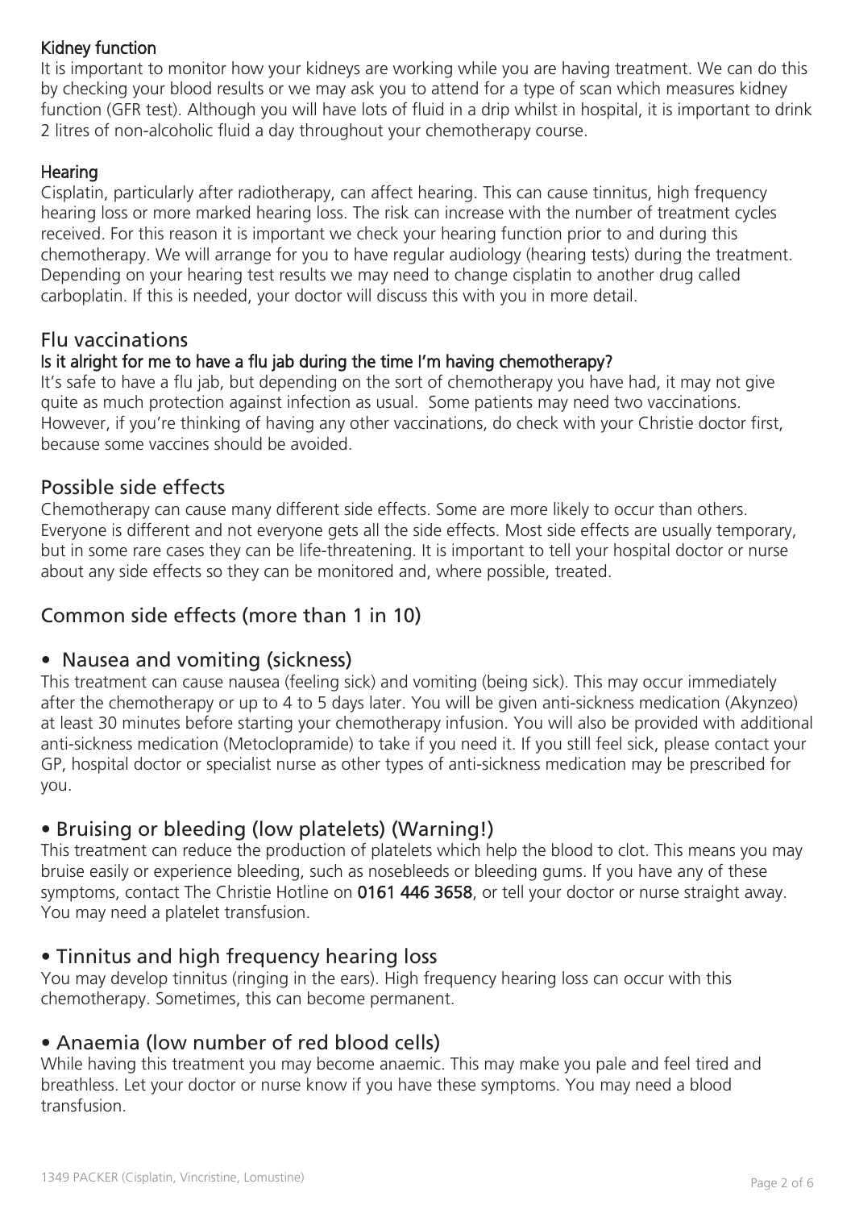### Kidney function

It is important to monitor how your kidneys are working while you are having treatment. We can do this by checking your blood results or we may ask you to attend for a type of scan which measures kidney function (GFR test). Although you will have lots of fluid in a drip whilst in hospital, it is important to drink 2 litres of non-alcoholic fluid a day throughout your chemotherapy course.

### Hearing

Cisplatin, particularly after radiotherapy, can affect hearing. This can cause tinnitus, high frequency hearing loss or more marked hearing loss. The risk can increase with the number of treatment cycles received. For this reason it is important we check your hearing function prior to and during this chemotherapy. We will arrange for you to have regular audiology (hearing tests) during the treatment. Depending on your hearing test results we may need to change cisplatin to another drug called carboplatin. If this is needed, your doctor will discuss this with you in more detail.

## Flu vaccinations

### Is it alright for me to have a flu jab during the time I'm having chemotherapy?

It's safe to have a flu jab, but depending on the sort of chemotherapy you have had, it may not give quite as much protection against infection as usual. Some patients may need two vaccinations. However, if you're thinking of having any other vaccinations, do check with your Christie doctor first, because some vaccines should be avoided.

## Possible side effects

Chemotherapy can cause many different side effects. Some are more likely to occur than others. Everyone is different and not everyone gets all the side effects. Most side effects are usually temporary, but in some rare cases they can be life-threatening. It is important to tell your hospital doctor or nurse about any side effects so they can be monitored and, where possible, treated.

## Common side effects (more than 1 in 10)

### • Nausea and vomiting (sickness)

This treatment can cause nausea (feeling sick) and vomiting (being sick). This may occur immediately after the chemotherapy or up to 4 to 5 days later. You will be given anti-sickness medication (Akynzeo) at least 30 minutes before starting your chemotherapy infusion. You will also be provided with additional anti-sickness medication (Metoclopramide) to take if you need it. If you still feel sick, please contact your GP, hospital doctor or specialist nurse as other types of anti-sickness medication may be prescribed for you.

### • Bruising or bleeding (low platelets) (Warning!)

This treatment can reduce the production of platelets which help the blood to clot. This means you may bruise easily or experience bleeding, such as nosebleeds or bleeding gums. If you have any of these symptoms, contact The Christie Hotline on **0161 446 3658**, or tell your doctor or nurse straight away. You may need a platelet transfusion.

### • Tinnitus and high frequency hearing loss

You may develop tinnitus (ringing in the ears). High frequency hearing loss can occur with this chemotherapy. Sometimes, this can become permanent.

### • Anaemia (low number of red blood cells)

While having this treatment you may become anaemic. This may make you pale and feel tired and breathless. Let your doctor or nurse know if you have these symptoms. You may need a blood transfusion.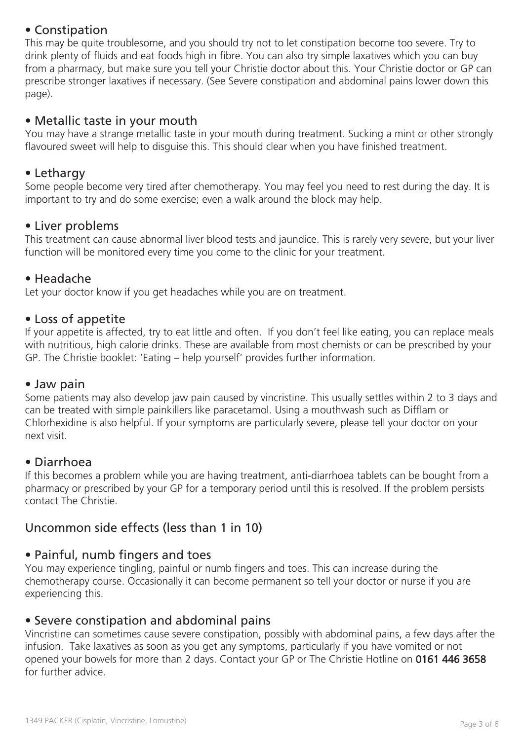- **Constipation**

This may be quite troublesome, and you should try not to let constipation become too severe. Try to drink plenty of fluids and eat foods high in fibre. You can also try simple laxatives which you can buy from a pharmacy, but make sure you tell your Christie doctor about this. Your Christie doctor or GP can prescribe stronger laxatives if necessary. (See Severe constipation and abdominal pains lower down this page).

- **Metallic taste in your mouth**

You may have a strange metallic taste in your mouth during treatment. Sucking a mint or other strongly flavoured sweet will help to disguise this. This should clear when you have finished treatment.

- **Lethargy**

Some people become very tired after chemotherapy. You may feel you need to rest during the day. It is important to try and do some exercise; even a walk around the block may help.

- **Liver problems**

This treatment can cause abnormal liver blood tests and jaundice. This is rarely very severe, but your liver function will be monitored every time you come to the clinic for your treatment.

- **Headache**

Let your doctor know if you get headaches while you are on treatment.

- **Loss of appetite**

If your appetite is affected, try to eat little and often. If you don't feel like eating, you can replace meals with nutritious, high calorie drinks. These are available from most chemists or can be prescribed by your GP. The Christie booklet: 'Eating – help yourself' provides further information.

- **Jaw pain**

Some patients may also develop jaw pain caused by vincristine. This usually settles within 2 to 3 days and can be treated with simple painkillers like paracetamol. Using a mouthwash such as Difflam or Chlorhexidine is also helpful. If your symptoms are particularly severe, please tell your doctor on your next visit.

- **Diarrhoea**

If this becomes a problem while you are having treatment, anti-diarrhoea tablets can be bought from a pharmacy or prescribed by your GP for a temporary period until this is resolved. If the problem persists contact The Christie.

## Uncommon side effects (less than 1 in 10)

- **Painful, numb fingers and toes**

You may experience tingling, painful or numb fingers and toes. This can increase during the chemotherapy course. Occasionally it can become permanent so tell your doctor or nurse if you are experiencing this.

- **Severe constipation and abdominal pains**

Vincristine can sometimes cause severe constipation, possibly with abdominal pains, a few days after the infusion. Take laxatives as soon as you get any symptoms, particularly if you have vomited or not opened your bowels for more than 2 days. Contact your GP or The Christie Hotline on **0161 446 3658** for further advice.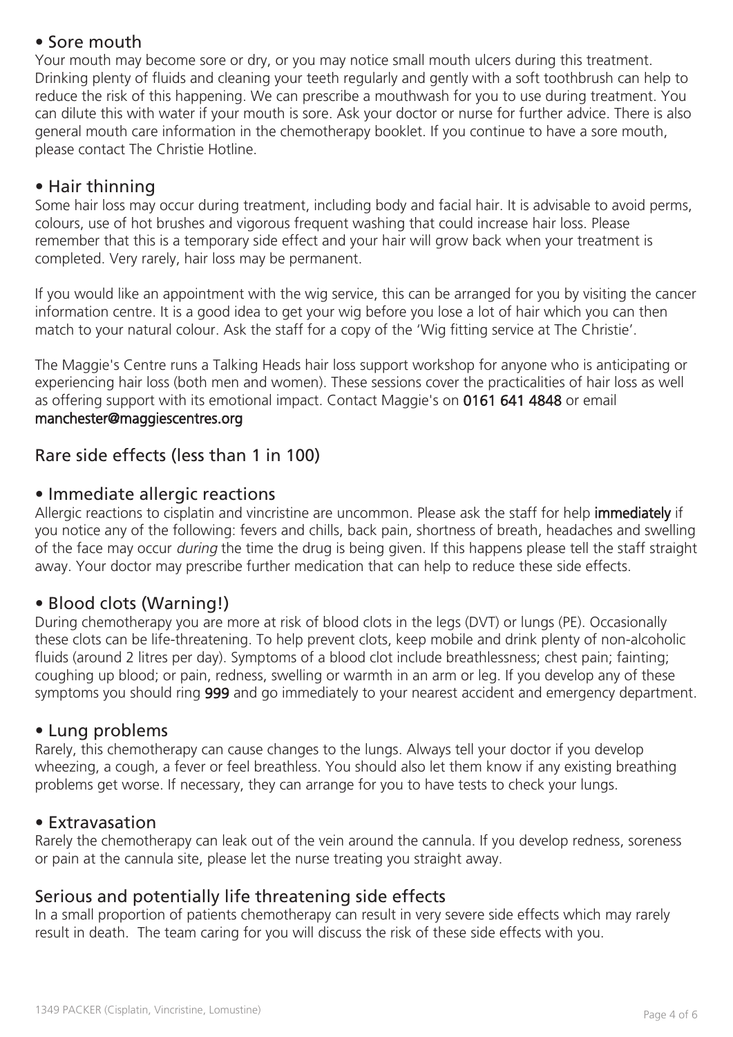### • Sore mouth

Your mouth may become sore or dry, or you may notice small mouth ulcers during this treatment. Drinking plenty of fluids and cleaning your teeth regularly and gently with a soft toothbrush can help to reduce the risk of this happening. We can prescribe a mouthwash for you to use during treatment. You can dilute this with water if your mouth is sore. Ask your doctor or nurse for further advice. There is also general mouth care information in the chemotherapy booklet. If you continue to have a sore mouth, please contact The Christie Hotline.

### • Hair thinning

Some hair loss may occur during treatment, including body and facial hair. It is advisable to avoid perms, colours, use of hot brushes and vigorous frequent washing that could increase hair loss. Please remember that this is a temporary side effect and your hair will grow back when your treatment is completed. Very rarely, hair loss may be permanent.

If you would like an appointment with the wig service, this can be arranged for you by visiting the cancer information centre. It is a good idea to get your wig before you lose a lot of hair which you can then match to your natural colour. Ask the staff for a copy of the 'Wig fitting service at The Christie'.

The Maggie's Centre runs a Talking Heads hair loss support workshop for anyone who is anticipating or experiencing hair loss (both men and women). These sessions cover the practicalities of hair loss as well as offering support with its emotional impact. Contact Maggie's on **0161 641 4848** or email **manchester@maggiescentres.org**

## Rare side effects (less than 1 in 100)

### • Immediate allergic reactions

Allergic reactions to cisplatin and vincristine are uncommon. Please ask the staff for help **immediately** if you notice any of the following: fevers and chills, back pain, shortness of breath, headaches and swelling of the face may occur *during* the time the drug is being given. If this happens please tell the staff straight away. Your doctor may prescribe further medication that can help to reduce these side effects.

### • Blood clots (Warning!)

During chemotherapy you are more at risk of blood clots in the legs (DVT) or lungs (PE). Occasionally these clots can be life-threatening. To help prevent clots, keep mobile and drink plenty of non-alcoholic fluids (around 2 litres per day). Symptoms of a blood clot include breathlessness; chest pain; fainting; coughing up blood; or pain, redness, swelling or warmth in an arm or leg. If you develop any of these symptoms you should ring **999** and go immediately to your nearest accident and emergency department.

### • Lung problems

Rarely, this chemotherapy can cause changes to the lungs. Always tell your doctor if you develop wheezing, a cough, a fever or feel breathless. You should also let them know if any existing breathing problems get worse. If necessary, they can arrange for you to have tests to check your lungs.

### • Extravasation

Rarely the chemotherapy can leak out of the vein around the cannula. If you develop redness, soreness or pain at the cannula site, please let the nurse treating you straight away.

## Serious and potentially life threatening side effects

In a small proportion of patients chemotherapy can result in very severe side effects which may rarely result in death. The team caring for you will discuss the risk of these side effects with you.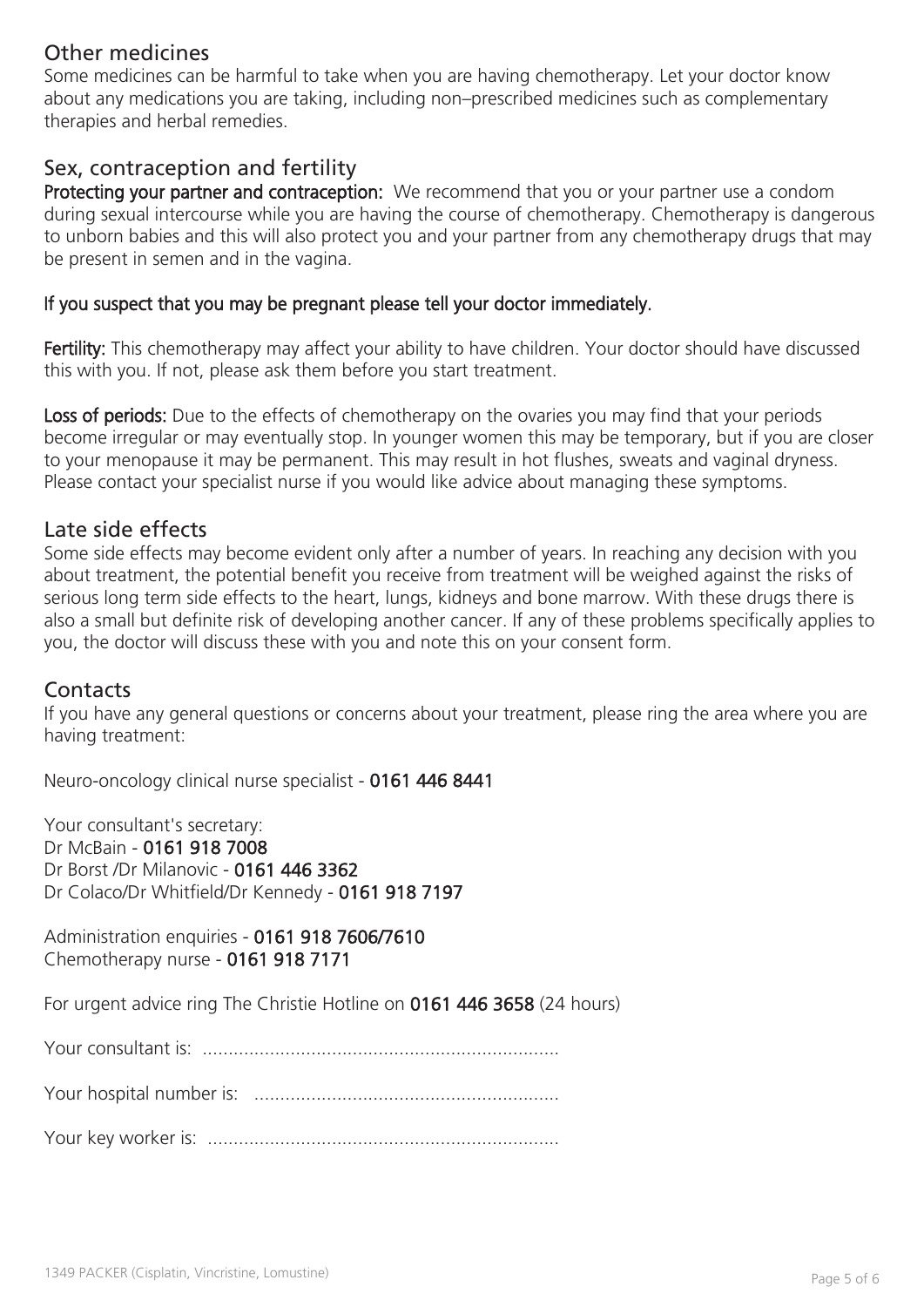## Other medicines

Some medicines can be harmful to take when you are having chemotherapy. Let your doctor know about any medications you are taking, including non–prescribed medicines such as complementary therapies and herbal remedies.

## Sex, contraception and fertility

**Protecting your partner and contraception:** We recommend that you or your partner use a condom during sexual intercourse while you are having the course of chemotherapy. Chemotherapy is dangerous to unborn babies and this will also protect you and your partner from any chemotherapy drugs that may be present in semen and in the vagina.

**If you suspect that you may be pregnant please tell your doctor immediately.**

**Fertility:** This chemotherapy may affect your ability to have children. Your doctor should have discussed this with you. If not, please ask them before you start treatment.

**Loss of periods:** Due to the effects of chemotherapy on the ovaries you may find that your periods become irregular or may eventually stop. In younger women this may be temporary, but if you are closer to your menopause it may be permanent. This may result in hot flushes, sweats and vaginal dryness. Please contact your specialist nurse if you would like advice about managing these symptoms.

## Late side effects

Some side effects may become evident only after a number of years. In reaching any decision with you about treatment, the potential benefit you receive from treatment will be weighed against the risks of serious long term side effects to the heart, lungs, kidneys and bone marrow. With these drugs there is also a small but definite risk of developing another cancer. If any of these problems specifically applies to you, the doctor will discuss these with you and note this on your consent form.

## Contacts

If you have any general questions or concerns about your treatment, please ring the area where you are having treatment:

Neuro-oncology clinical nurse specialist - **0161 446 8441**

Your consultant's secretary:
Dr McBain - **0161 918 7008**
Dr Borst /Dr Milanovic - **0161 446 3362**
Dr Colaco/Dr Whitfield/Dr Kennedy - **0161 918 7197**

Administration enquiries - **0161 918 7606/7610**
Chemotherapy nurse - **0161 918 7171**

For urgent advice ring The Christie Hotline on **0161 446 3658** (24 hours)

Your consultant is: ....................................................................

Your hospital number is: ...........................................................

Your key worker is: ....................................................................

1349 PACKER (Cisplatin, Vincristine, Lomustine)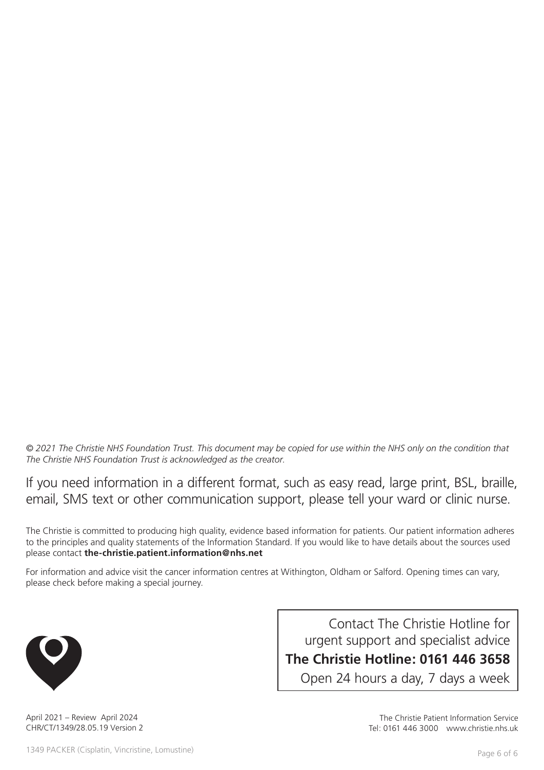*© 2021 The Christie NHS Foundation Trust. This document may be copied for use within the NHS only on the condition that The Christie NHS Foundation Trust is acknowledged as the creator.*

If you need information in a different format, such as easy read, large print, BSL, braille, email, SMS text or other communication support, please tell your ward or clinic nurse.

The Christie is committed to producing high quality, evidence based information for patients. Our patient information adheres to the principles and quality statements of the Information Standard. If you would like to have details about the sources used please contact **the-christie.patient.information@nhs.net**

For information and advice visit the cancer information centres at Withington, Oldham or Salford. Opening times can vary, please check before making a special journey.

Contact The Christie Hotline for urgent support and specialist advice

**The Christie Hotline: 0161 446 3658**

Open 24 hours a day, 7 days a week

April 2021 – Review April 2024
CHR/CT/1349/28.05.19 Version 2

The Christie Patient Information Service
Tel: 0161 446 3000 www.christie.nhs.uk

1349 PACKER (Cisplatin, Vincristine, Lomustine)